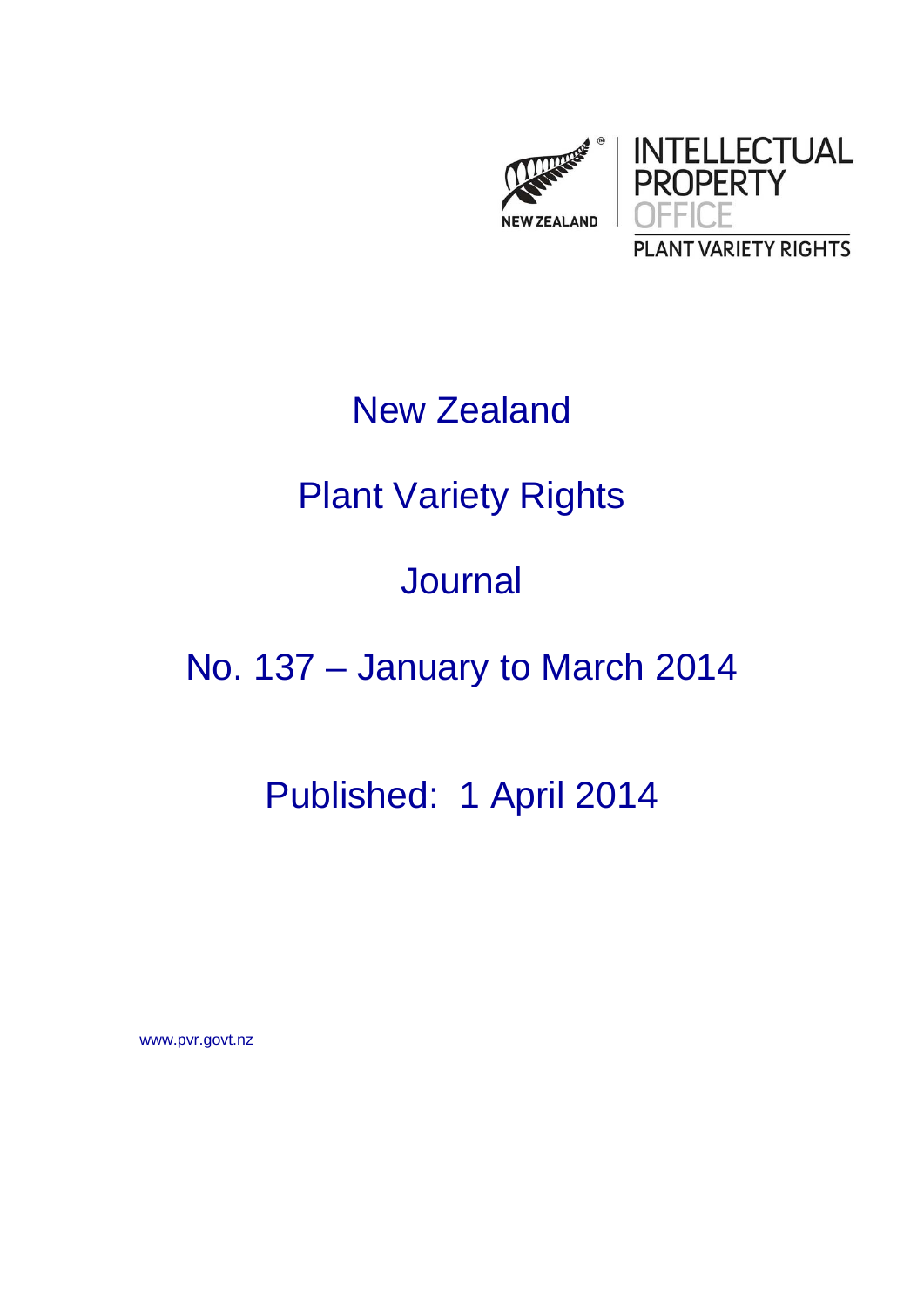NEW ZEALAND

INTELLECTUAL PROPERTY OFFICE

PLANT VARIETY RIGHTS

# New Zealand

# Plant Variety Rights

# Journal

# No. 137 – January to March 2014

## Published: 1 April 2014

www.pvr.govt.nz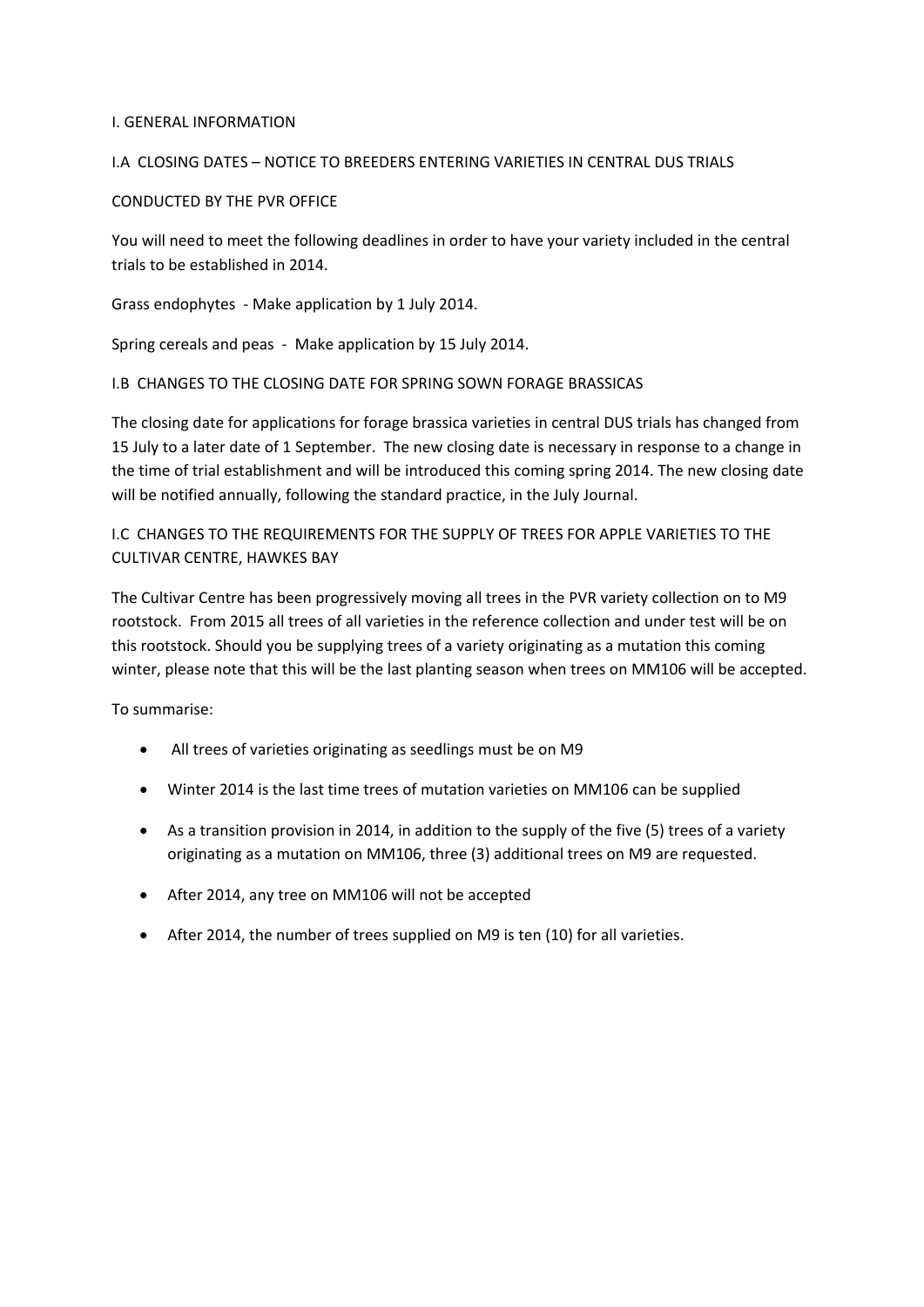# I. GENERAL INFORMATION

## I.A CLOSING DATES – NOTICE TO BREEDERS ENTERING VARIETIES IN CENTRAL DUS TRIALS CONDUCTED BY THE PVR OFFICE

You will need to meet the following deadlines in order to have your variety included in the central trials to be established in 2014.

Grass endophytes - Make application by 1 July 2014.

Spring cereals and peas - Make application by 15 July 2014.

## I.B CHANGES TO THE CLOSING DATE FOR SPRING SOWN FORAGE BRASSICAS

The closing date for applications for forage brassica varieties in central DUS trials has changed from 15 July to a later date of 1 September. The new closing date is necessary in response to a change in the time of trial establishment and will be introduced this coming spring 2014. The new closing date will be notified annually, following the standard practice, in the July Journal.

## I.C CHANGES TO THE REQUIREMENTS FOR THE SUPPLY OF TREES FOR APPLE VARIETIES TO THE CULTIVAR CENTRE, HAWKES BAY

The Cultivar Centre has been progressively moving all trees in the PVR variety collection on to M9 rootstock. From 2015 all trees of all varieties in the reference collection and under test will be on this rootstock. Should you be supplying trees of a variety originating as a mutation this coming winter, please note that this will be the last planting season when trees on MM106 will be accepted.

To summarise:

- All trees of varieties originating as seedlings must be on M9
- Winter 2014 is the last time trees of mutation varieties on MM106 can be supplied
- As a transition provision in 2014, in addition to the supply of the five (5) trees of a variety originating as a mutation on MM106, three (3) additional trees on M9 are requested.
- After 2014, any tree on MM106 will not be accepted
- After 2014, the number of trees supplied on M9 is ten (10) for all varieties.